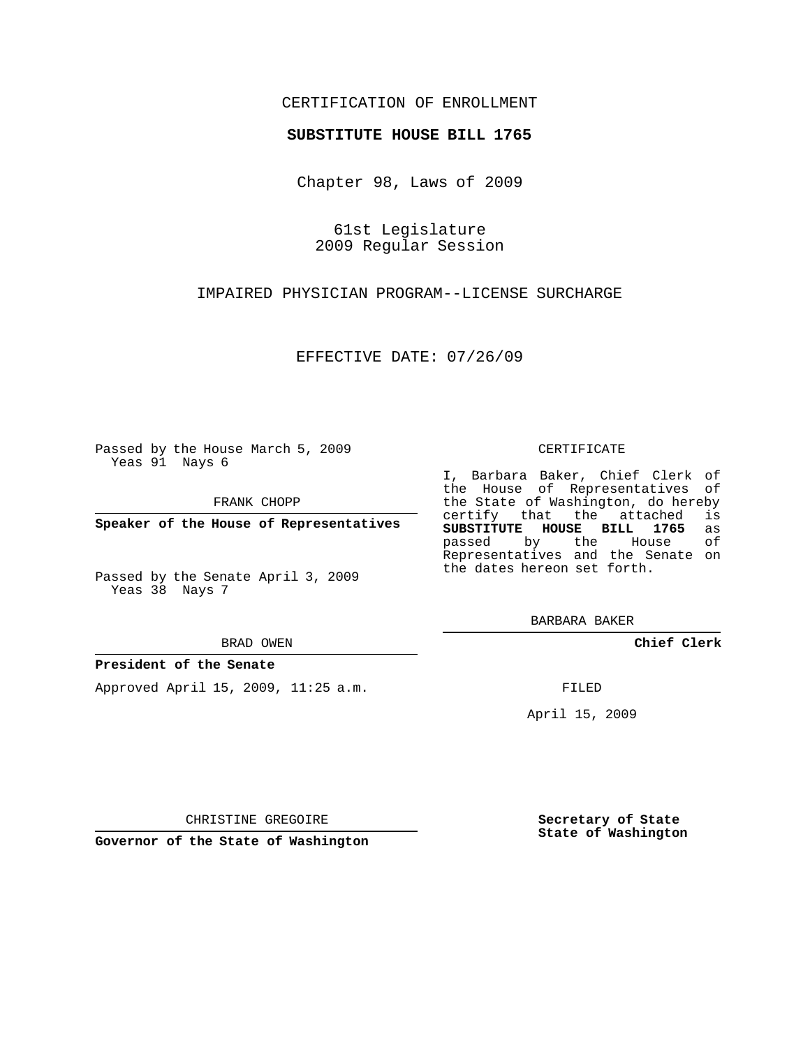CERTIFICATION OF ENROLLMENT

**SUBSTITUTE HOUSE BILL 1765**

Chapter 98, Laws of 2009

61st Legislature
2009 Regular Session

IMPAIRED PHYSICIAN PROGRAM--LICENSE SURCHARGE

EFFECTIVE DATE: 07/26/09

Passed by the House March 5, 2009
Yeas 91 Nays 6

FRANK CHOPP

**Speaker of the House of Representatives**

Passed by the Senate April 3, 2009
Yeas 38 Nays 7

BRAD OWEN

**President of the Senate**

Approved April 15, 2009, 11:25 a.m.

CHRISTINE GREGOIRE

**Governor of the State of Washington**

CERTIFICATE

I, Barbara Baker, Chief Clerk of the House of Representatives of the State of Washington, do hereby certify that the attached is **SUBSTITUTE HOUSE BILL 1765** as passed by the House of Representatives and the Senate on the dates hereon set forth.

BARBARA BAKER

**Chief Clerk**

FILED

April 15, 2009

**Secretary of State**
**State of Washington**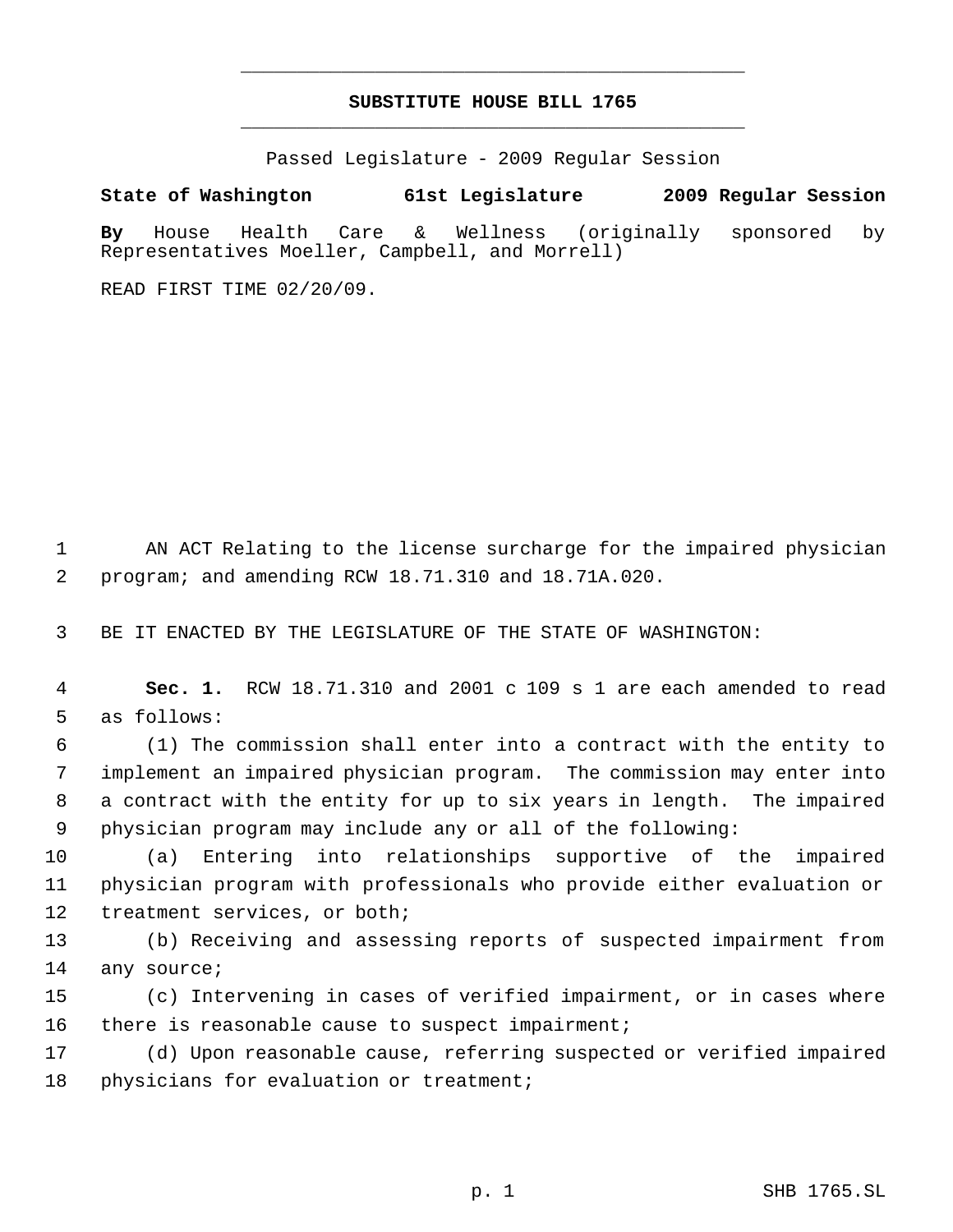# SUBSTITUTE HOUSE BILL 1765

Passed Legislature - 2009 Regular Session

**State of Washington 61st Legislature 2009 Regular Session**

**By** House Health Care & Wellness (originally sponsored by Representatives Moeller, Campbell, and Morrell)

READ FIRST TIME 02/20/09.

AN ACT Relating to the license surcharge for the impaired physician program; and amending RCW 18.71.310 and 18.71A.020.

BE IT ENACTED BY THE LEGISLATURE OF THE STATE OF WASHINGTON:

**Sec. 1.** RCW 18.71.310 and 2001 c 109 s 1 are each amended to read as follows:

(1) The commission shall enter into a contract with the entity to implement an impaired physician program. The commission may enter into a contract with the entity for up to six years in length. The impaired physician program may include any or all of the following:

(a) Entering into relationships supportive of the impaired physician program with professionals who provide either evaluation or treatment services, or both;

(b) Receiving and assessing reports of suspected impairment from any source;

(c) Intervening in cases of verified impairment, or in cases where there is reasonable cause to suspect impairment;

(d) Upon reasonable cause, referring suspected or verified impaired physicians for evaluation or treatment;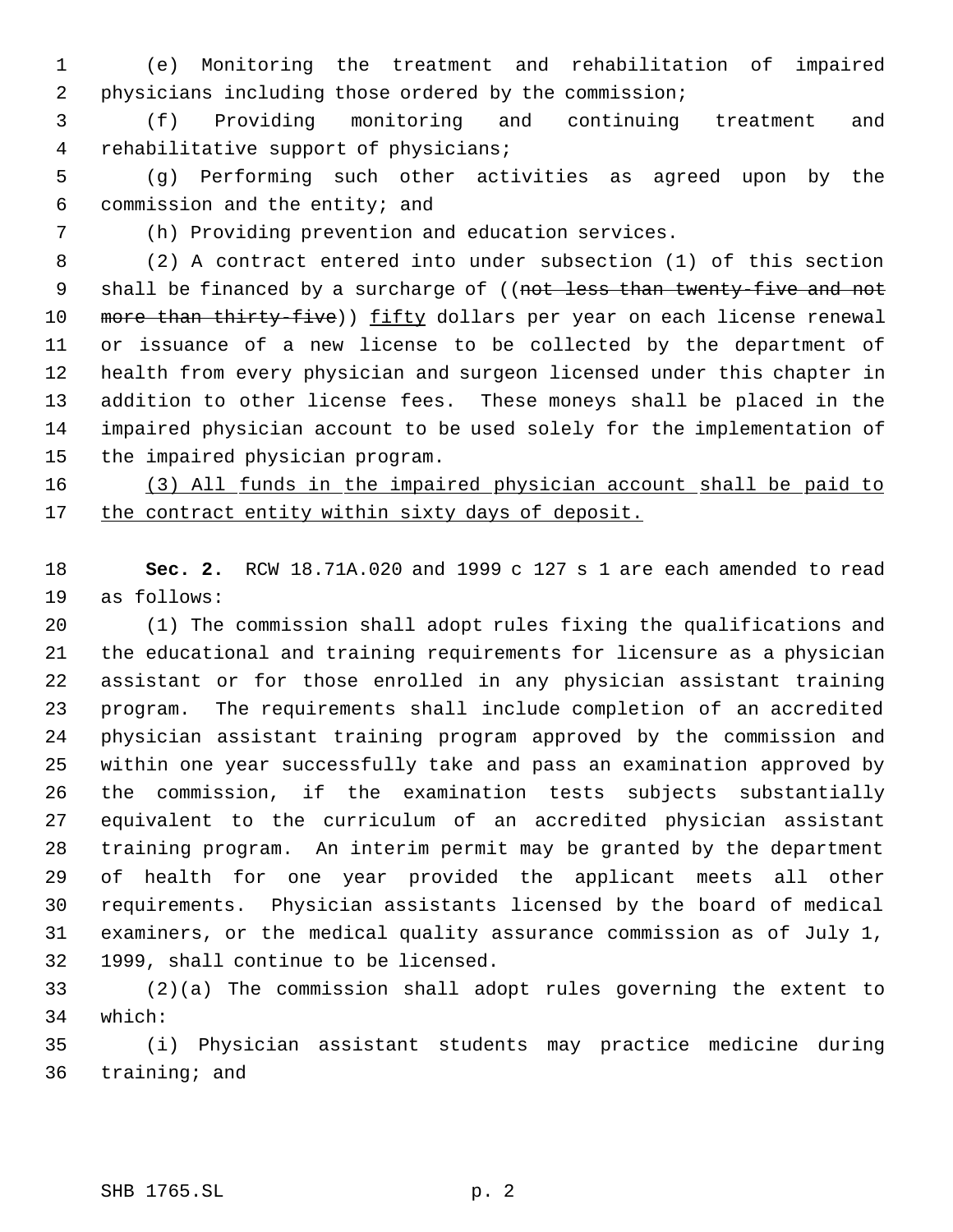(e) Monitoring the treatment and rehabilitation of impaired physicians including those ordered by the commission;

(f) Providing monitoring and continuing treatment and rehabilitative support of physicians;

(g) Performing such other activities as agreed upon by the commission and the entity; and

(h) Providing prevention and education services.

(2) A contract entered into under subsection (1) of this section shall be financed by a surcharge of ((~~not less than twenty-five and not more than thirty-five~~)) <u>fifty</u> dollars per year on each license renewal or issuance of a new license to be collected by the department of health from every physician and surgeon licensed under this chapter in addition to other license fees. These moneys shall be placed in the impaired physician account to be used solely for the implementation of the impaired physician program.

<u>(3) All funds in the impaired physician account shall be paid to the contract entity within sixty days of deposit.</u>

**Sec. 2.** RCW 18.71A.020 and 1999 c 127 s 1 are each amended to read as follows:

(1) The commission shall adopt rules fixing the qualifications and the educational and training requirements for licensure as a physician assistant or for those enrolled in any physician assistant training program. The requirements shall include completion of an accredited physician assistant training program approved by the commission and within one year successfully take and pass an examination approved by the commission, if the examination tests subjects substantially equivalent to the curriculum of an accredited physician assistant training program. An interim permit may be granted by the department of health for one year provided the applicant meets all other requirements. Physician assistants licensed by the board of medical examiners, or the medical quality assurance commission as of July 1, 1999, shall continue to be licensed.

(2)(a) The commission shall adopt rules governing the extent to which:

(i) Physician assistant students may practice medicine during training; and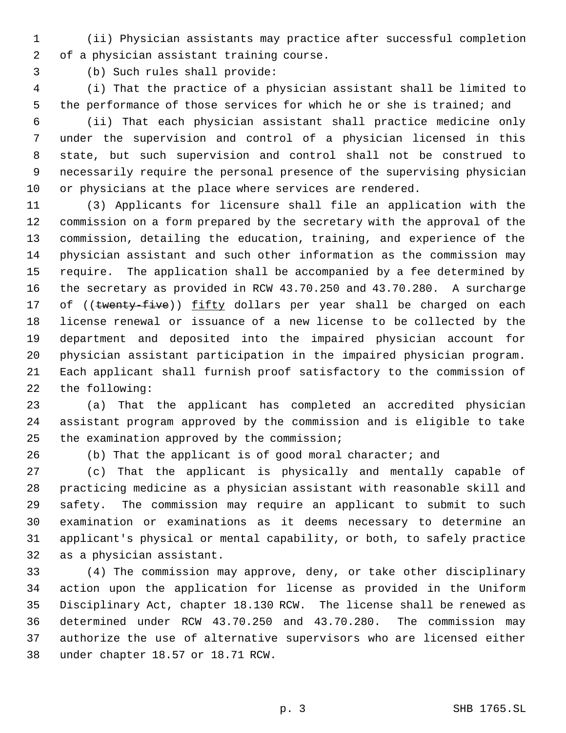(ii) Physician assistants may practice after successful completion of a physician assistant training course.

(b) Such rules shall provide:

(i) That the practice of a physician assistant shall be limited to the performance of those services for which he or she is trained; and

(ii) That each physician assistant shall practice medicine only under the supervision and control of a physician licensed in this state, but such supervision and control shall not be construed to necessarily require the personal presence of the supervising physician or physicians at the place where services are rendered.

(3) Applicants for licensure shall file an application with the commission on a form prepared by the secretary with the approval of the commission, detailing the education, training, and experience of the physician assistant and such other information as the commission may require. The application shall be accompanied by a fee determined by the secretary as provided in RCW 43.70.250 and 43.70.280. A surcharge of ((~~twenty-five~~)) <u>fifty</u> dollars per year shall be charged on each license renewal or issuance of a new license to be collected by the department and deposited into the impaired physician account for physician assistant participation in the impaired physician program. Each applicant shall furnish proof satisfactory to the commission of the following:

(a) That the applicant has completed an accredited physician assistant program approved by the commission and is eligible to take the examination approved by the commission;

(b) That the applicant is of good moral character; and

(c) That the applicant is physically and mentally capable of practicing medicine as a physician assistant with reasonable skill and safety. The commission may require an applicant to submit to such examination or examinations as it deems necessary to determine an applicant's physical or mental capability, or both, to safely practice as a physician assistant.

(4) The commission may approve, deny, or take other disciplinary action upon the application for license as provided in the Uniform Disciplinary Act, chapter 18.130 RCW. The license shall be renewed as determined under RCW 43.70.250 and 43.70.280. The commission may authorize the use of alternative supervisors who are licensed either under chapter 18.57 or 18.71 RCW.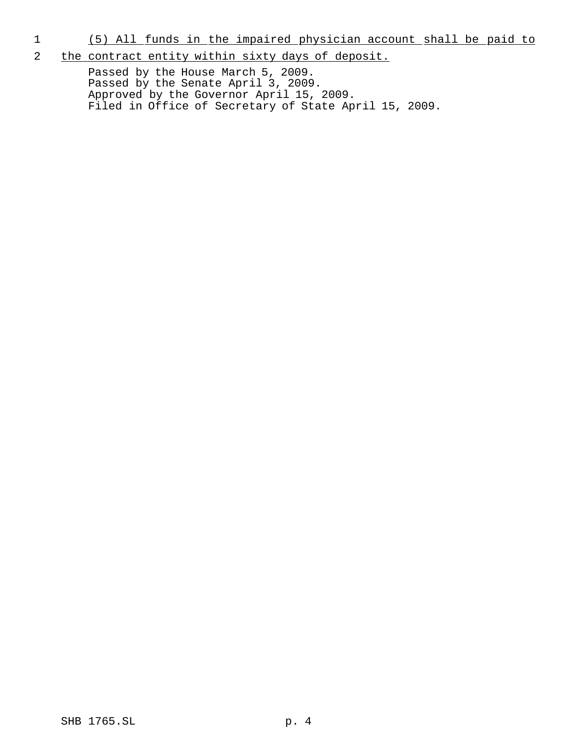<u>(5) All funds in the impaired physician account shall be paid to the contract entity within sixty days of deposit.</u>

Passed by the House March 5, 2009.
Passed by the Senate April 3, 2009.
Approved by the Governor April 15, 2009.
Filed in Office of Secretary of State April 15, 2009.